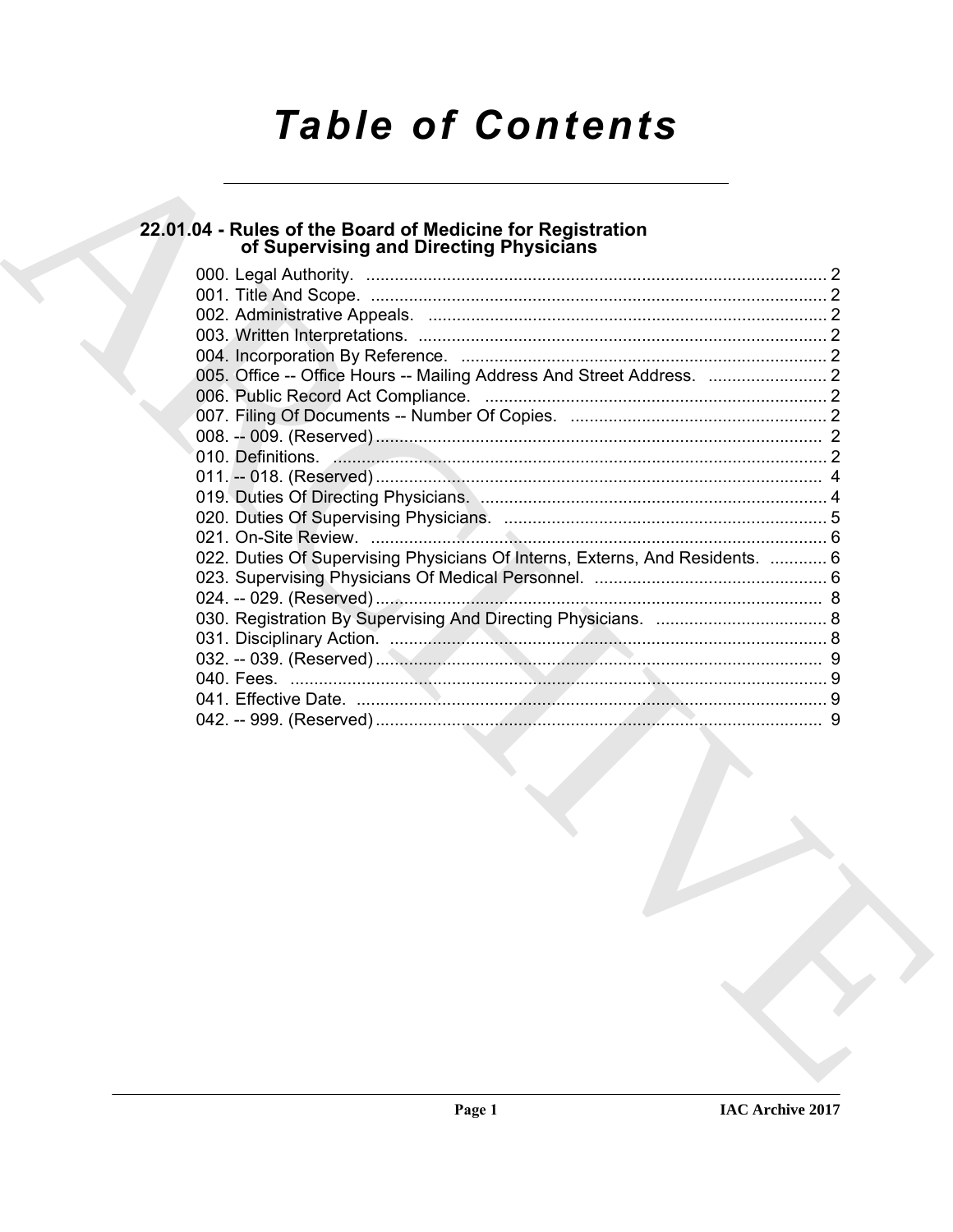# Table of Contents

## 22.01.04 - Rules of the Board of Medicine for Registration of Supervising and Directing Physicians

000. Legal Authority. ........................................................ 2
001. Title And Scope. ........................................................ 2
002. Administrative Appeals. ........................................................ 2
003. Written Interpretations. ........................................................ 2
004. Incorporation By Reference. ........................................................ 2
005. Office -- Office Hours -- Mailing Address And Street Address. ........................ 2
006. Public Record Act Compliance. ........................................................ 2
007. Filing Of Documents -- Number Of Copies. ........................................................ 2
008. -- 009. (Reserved) ........................................................ 2
010. Definitions. ........................................................ 2
011. -- 018. (Reserved) ........................................................ 4
019. Duties Of Directing Physicians. ........................................................ 4
020. Duties Of Supervising Physicians. ........................................................ 5
021. On-Site Review. ........................................................ 6
022. Duties Of Supervising Physicians Of Interns, Externs, And Residents. ............ 6
023. Supervising Physicians Of Medical Personnel. ........................................................ 6
024. -- 029. (Reserved) ........................................................ 8
030. Registration By Supervising And Directing Physicians. ........................................ 8
031. Disciplinary Action. ........................................................ 8
032. -- 039. (Reserved) ........................................................ 9
040. Fees. ........................................................ 9
041. Effective Date. ........................................................ 9
042. -- 999. (Reserved) ........................................................ 9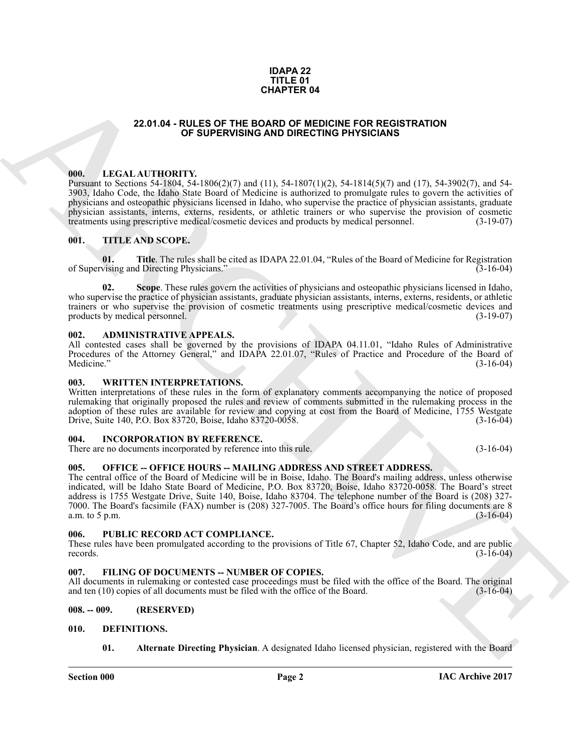**IDAPA 22**
**TITLE 01**
**CHAPTER 04**

## 22.01.04 - RULES OF THE BOARD OF MEDICINE FOR REGISTRATION OF SUPERVISING AND DIRECTING PHYSICIANS

### 000. LEGAL AUTHORITY.

Pursuant to Sections 54-1804, 54-1806(2)(7) and (11), 54-1807(1)(2), 54-1814(5)(7) and (17), 54-3902(7), and 54-3903, Idaho Code, the Idaho State Board of Medicine is authorized to promulgate rules to govern the activities of physicians and osteopathic physicians licensed in Idaho, who supervise the practice of physician assistants, graduate physician assistants, interns, externs, residents, or athletic trainers or who supervise the provision of cosmetic treatments using prescriptive medical/cosmetic devices and products by medical personnel. (3-19-07)

### 001. TITLE AND SCOPE.

**01. Title**. The rules shall be cited as IDAPA 22.01.04, "Rules of the Board of Medicine for Registration of Supervising and Directing Physicians." (3-16-04)

**02. Scope**. These rules govern the activities of physicians and osteopathic physicians licensed in Idaho, who supervise the practice of physician assistants, graduate physician assistants, interns, externs, residents, or athletic trainers or who supervise the provision of cosmetic treatments using prescriptive medical/cosmetic devices and products by medical personnel. (3-19-07)

### 002. ADMINISTRATIVE APPEALS.

All contested cases shall be governed by the provisions of IDAPA 04.11.01, "Idaho Rules of Administrative Procedures of the Attorney General," and IDAPA 22.01.07, "Rules of Practice and Procedure of the Board of Medicine." (3-16-04)

### 003. WRITTEN INTERPRETATIONS.

Written interpretations of these rules in the form of explanatory comments accompanying the notice of proposed rulemaking that originally proposed the rules and review of comments submitted in the rulemaking process in the adoption of these rules are available for review and copying at cost from the Board of Medicine, 1755 Westgate Drive, Suite 140, P.O. Box 83720, Boise, Idaho 83720-0058. (3-16-04)

### 004. INCORPORATION BY REFERENCE.

There are no documents incorporated by reference into this rule. (3-16-04)

### 005. OFFICE -- OFFICE HOURS -- MAILING ADDRESS AND STREET ADDRESS.

The central office of the Board of Medicine will be in Boise, Idaho. The Board's mailing address, unless otherwise indicated, will be Idaho State Board of Medicine, P.O. Box 83720, Boise, Idaho 83720-0058. The Board's street address is 1755 Westgate Drive, Suite 140, Boise, Idaho 83704. The telephone number of the Board is (208) 327-7000. The Board's facsimile (FAX) number is (208) 327-7005. The Board's office hours for filing documents are 8 a.m. to 5 p.m. (3-16-04)

### 006. PUBLIC RECORD ACT COMPLIANCE.

These rules have been promulgated according to the provisions of Title 67, Chapter 52, Idaho Code, and are public records. (3-16-04)

### 007. FILING OF DOCUMENTS -- NUMBER OF COPIES.

All documents in rulemaking or contested case proceedings must be filed with the office of the Board. The original and ten (10) copies of all documents must be filed with the office of the Board. (3-16-04)

### 008. -- 009. (RESERVED)

### 010. DEFINITIONS.

**01. Alternate Directing Physician**. A designated Idaho licensed physician, registered with the Board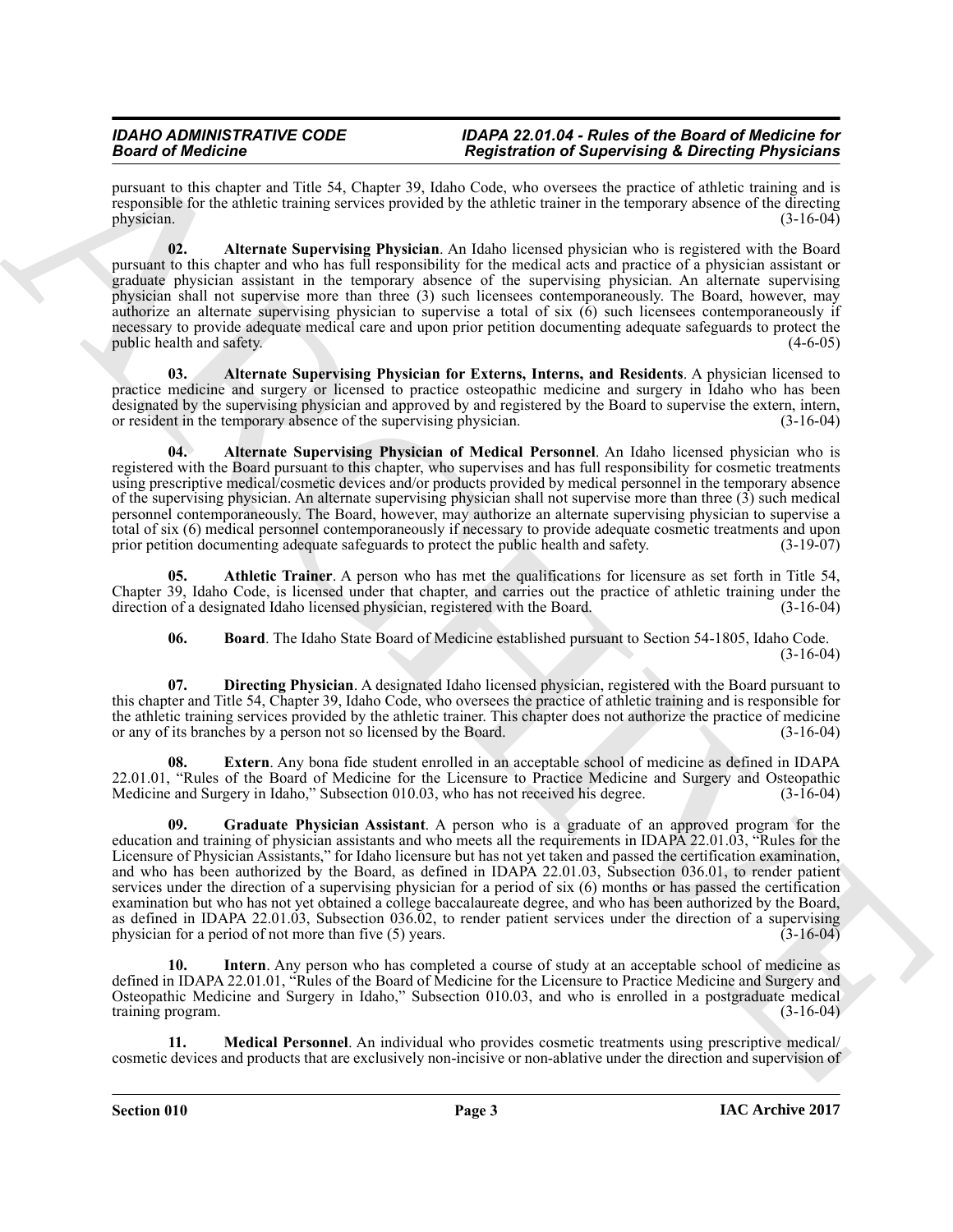pursuant to this chapter and Title 54, Chapter 39, Idaho Code, who oversees the practice of athletic training and is responsible for the athletic training services provided by the athletic trainer in the temporary absence of the directing physician. (3-16-04)

**02. Alternate Supervising Physician**. An Idaho licensed physician who is registered with the Board pursuant to this chapter and who has full responsibility for the medical acts and practice of a physician assistant or graduate physician assistant in the temporary absence of the supervising physician. An alternate supervising physician shall not supervise more than three (3) such licensees contemporaneously. The Board, however, may authorize an alternate supervising physician to supervise a total of six (6) such licensees contemporaneously if necessary to provide adequate medical care and upon prior petition documenting adequate safeguards to protect the public health and safety. (4-6-05)

**03. Alternate Supervising Physician for Externs, Interns, and Residents**. A physician licensed to practice medicine and surgery or licensed to practice osteopathic medicine and surgery in Idaho who has been designated by the supervising physician and approved by and registered by the Board to supervise the extern, intern, or resident in the temporary absence of the supervising physician. (3-16-04)

**04. Alternate Supervising Physician of Medical Personnel**. An Idaho licensed physician who is registered with the Board pursuant to this chapter, who supervises and has full responsibility for cosmetic treatments using prescriptive medical/cosmetic devices and/or products provided by medical personnel in the temporary absence of the supervising physician. An alternate supervising physician shall not supervise more than three (3) such medical personnel contemporaneously. The Board, however, may authorize an alternate supervising physician to supervise a total of six (6) medical personnel contemporaneously if necessary to provide adequate cosmetic treatments and upon prior petition documenting adequate safeguards to protect the public health and safety. (3-19-07)

**05. Athletic Trainer**. A person who has met the qualifications for licensure as set forth in Title 54, Chapter 39, Idaho Code, is licensed under that chapter, and carries out the practice of athletic training under the direction of a designated Idaho licensed physician, registered with the Board. (3-16-04)

**06. Board**. The Idaho State Board of Medicine established pursuant to Section 54-1805, Idaho Code. (3-16-04)

**07. Directing Physician**. A designated Idaho licensed physician, registered with the Board pursuant to this chapter and Title 54, Chapter 39, Idaho Code, who oversees the practice of athletic training and is responsible for the athletic training services provided by the athletic trainer. This chapter does not authorize the practice of medicine or any of its branches by a person not so licensed by the Board. (3-16-04)

**08. Extern**. Any bona fide student enrolled in an acceptable school of medicine as defined in IDAPA 22.01.01, "Rules of the Board of Medicine for the Licensure to Practice Medicine and Surgery and Osteopathic Medicine and Surgery in Idaho," Subsection 010.03, who has not received his degree. (3-16-04)

**09. Graduate Physician Assistant**. A person who is a graduate of an approved program for the education and training of physician assistants and who meets all the requirements in IDAPA 22.01.03, "Rules for the Licensure of Physician Assistants," for Idaho licensure but has not yet taken and passed the certification examination, and who has been authorized by the Board, as defined in IDAPA 22.01.03, Subsection 036.01, to render patient services under the direction of a supervising physician for a period of six (6) months or has passed the certification examination but who has not yet obtained a college baccalaureate degree, and who has been authorized by the Board, as defined in IDAPA 22.01.03, Subsection 036.02, to render patient services under the direction of a supervising physician for a period of not more than five (5) years. (3-16-04)

**10. Intern**. Any person who has completed a course of study at an acceptable school of medicine as defined in IDAPA 22.01.01, "Rules of the Board of Medicine for the Licensure to Practice Medicine and Surgery and Osteopathic Medicine and Surgery in Idaho," Subsection 010.03, and who is enrolled in a postgraduate medical training program. (3-16-04)

**11. Medical Personnel**. An individual who provides cosmetic treatments using prescriptive medical/cosmetic devices and products that are exclusively non-incisive or non-ablative under the direction and supervision of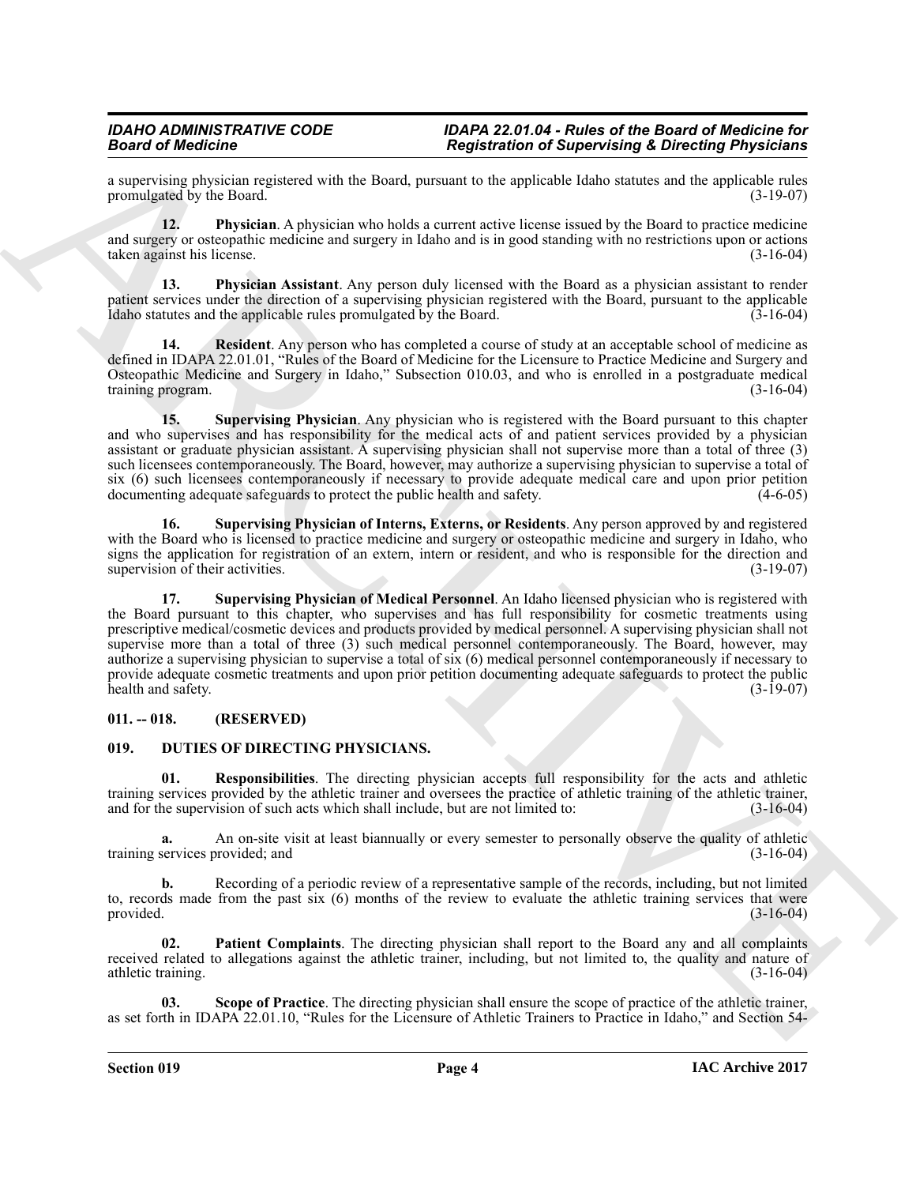a supervising physician registered with the Board, pursuant to the applicable Idaho statutes and the applicable rules promulgated by the Board. (3-19-07)

**12. Physician**. A physician who holds a current active license issued by the Board to practice medicine and surgery or osteopathic medicine and surgery in Idaho and is in good standing with no restrictions upon or actions taken against his license. (3-16-04)

**13. Physician Assistant**. Any person duly licensed with the Board as a physician assistant to render patient services under the direction of a supervising physician registered with the Board, pursuant to the applicable Idaho statutes and the applicable rules promulgated by the Board. (3-16-04)

**14. Resident**. Any person who has completed a course of study at an acceptable school of medicine as defined in IDAPA 22.01.01, "Rules of the Board of Medicine for the Licensure to Practice Medicine and Surgery and Osteopathic Medicine and Surgery in Idaho," Subsection 010.03, and who is enrolled in a postgraduate medical training program. (3-16-04)

**15. Supervising Physician**. Any physician who is registered with the Board pursuant to this chapter and who supervises and has responsibility for the medical acts of and patient services provided by a physician assistant or graduate physician assistant. A supervising physician shall not supervise more than a total of three (3) such licensees contemporaneously. The Board, however, may authorize a supervising physician to supervise a total of six (6) such licensees contemporaneously if necessary to provide adequate medical care and upon prior petition documenting adequate safeguards to protect the public health and safety. (4-6-05)

**16. Supervising Physician of Interns, Externs, or Residents**. Any person approved by and registered with the Board who is licensed to practice medicine and surgery or osteopathic medicine and surgery in Idaho, who signs the application for registration of an extern, intern or resident, and who is responsible for the direction and supervision of their activities. (3-19-07)

**17. Supervising Physician of Medical Personnel**. An Idaho licensed physician who is registered with the Board pursuant to this chapter, who supervises and has full responsibility for cosmetic treatments using prescriptive medical/cosmetic devices and products provided by medical personnel. A supervising physician shall not supervise more than a total of three (3) such medical personnel contemporaneously. The Board, however, may authorize a supervising physician to supervise a total of six (6) medical personnel contemporaneously if necessary to provide adequate cosmetic treatments and upon prior petition documenting adequate safeguards to protect the public health and safety. (3-19-07)

## 011. -- 018. (RESERVED)

## 019. DUTIES OF DIRECTING PHYSICIANS.

**01. Responsibilities**. The directing physician accepts full responsibility for the acts and athletic training services provided by the athletic trainer and oversees the practice of athletic training of the athletic trainer, and for the supervision of such acts which shall include, but are not limited to: (3-16-04)

**a.** An on-site visit at least biannually or every semester to personally observe the quality of athletic training services provided; and (3-16-04)

**b.** Recording of a periodic review of a representative sample of the records, including, but not limited to, records made from the past six (6) months of the review to evaluate the athletic training services that were provided. (3-16-04)

**02. Patient Complaints**. The directing physician shall report to the Board any and all complaints received related to allegations against the athletic trainer, including, but not limited to, the quality and nature of athletic training. (3-16-04)

**03. Scope of Practice**. The directing physician shall ensure the scope of practice of the athletic trainer, as set forth in IDAPA 22.01.10, "Rules for the Licensure of Athletic Trainers to Practice in Idaho," and Section 54-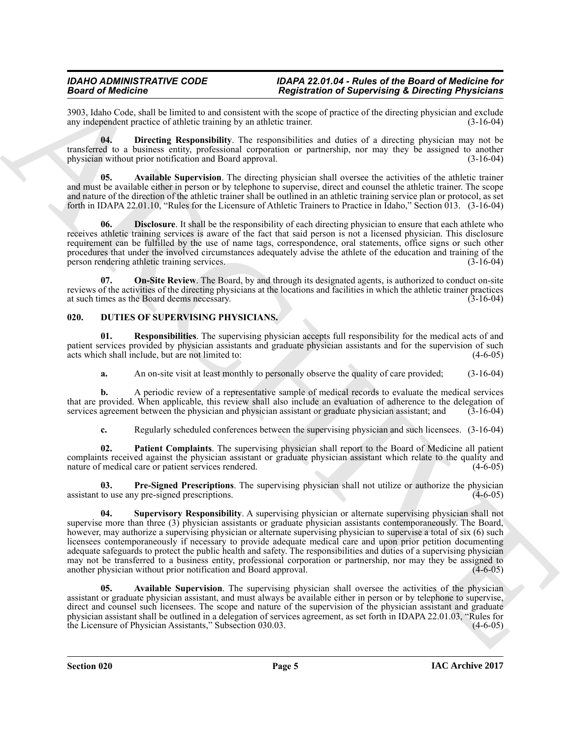3903, Idaho Code, shall be limited to and consistent with the scope of practice of the directing physician and exclude any independent practice of athletic training by an athletic trainer. (3-16-04)

**04. Directing Responsibility**. The responsibilities and duties of a directing physician may not be transferred to a business entity, professional corporation or partnership, nor may they be assigned to another physician without prior notification and Board approval. (3-16-04)

**05. Available Supervision**. The directing physician shall oversee the activities of the athletic trainer and must be available either in person or by telephone to supervise, direct and counsel the athletic trainer. The scope and nature of the direction of the athletic trainer shall be outlined in an athletic training service plan or protocol, as set forth in IDAPA 22.01.10, "Rules for the Licensure of Athletic Trainers to Practice in Idaho," Section 013. (3-16-04)

**06. Disclosure**. It shall be the responsibility of each directing physician to ensure that each athlete who receives athletic training services is aware of the fact that said person is not a licensed physician. This disclosure requirement can be fulfilled by the use of name tags, correspondence, oral statements, office signs or such other procedures that under the involved circumstances adequately advise the athlete of the education and training of the person rendering athletic training services. (3-16-04)

**07. On-Site Review**. The Board, by and through its designated agents, is authorized to conduct on-site reviews of the activities of the directing physicians at the locations and facilities in which the athletic trainer practices at such times as the Board deems necessary. (3-16-04)

## 020. DUTIES OF SUPERVISING PHYSICIANS.

**01. Responsibilities**. The supervising physician accepts full responsibility for the medical acts of and patient services provided by physician assistants and graduate physician assistants and for the supervision of such acts which shall include, but are not limited to: (4-6-05)

**a.** An on-site visit at least monthly to personally observe the quality of care provided; (3-16-04)

**b.** A periodic review of a representative sample of medical records to evaluate the medical services that are provided. When applicable, this review shall also include an evaluation of adherence to the delegation of services agreement between the physician and physician assistant or graduate physician assistant; and (3-16-04)

**c.** Regularly scheduled conferences between the supervising physician and such licensees. (3-16-04)

**02. Patient Complaints**. The supervising physician shall report to the Board of Medicine all patient complaints received against the physician assistant or graduate physician assistant which relate to the quality and nature of medical care or patient services rendered. (4-6-05)

**03. Pre-Signed Prescriptions**. The supervising physician shall not utilize or authorize the physician assistant to use any pre-signed prescriptions. (4-6-05)

**04. Supervisory Responsibility**. A supervising physician or alternate supervising physician shall not supervise more than three (3) physician assistants or graduate physician assistants contemporaneously. The Board, however, may authorize a supervising physician or alternate supervising physician to supervise a total of six (6) such licensees contemporaneously if necessary to provide adequate medical care and upon prior petition documenting adequate safeguards to protect the public health and safety. The responsibilities and duties of a supervising physician may not be transferred to a business entity, professional corporation or partnership, nor may they be assigned to another physician without prior notification and Board approval. (4-6-05)

**05. Available Supervision**. The supervising physician shall oversee the activities of the physician assistant or graduate physician assistant, and must always be available either in person or by telephone to supervise, direct and counsel such licensees. The scope and nature of the supervision of the physician assistant and graduate physician assistant shall be outlined in a delegation of services agreement, as set forth in IDAPA 22.01.03, "Rules for the Licensure of Physician Assistants," Subsection 030.03. (4-6-05)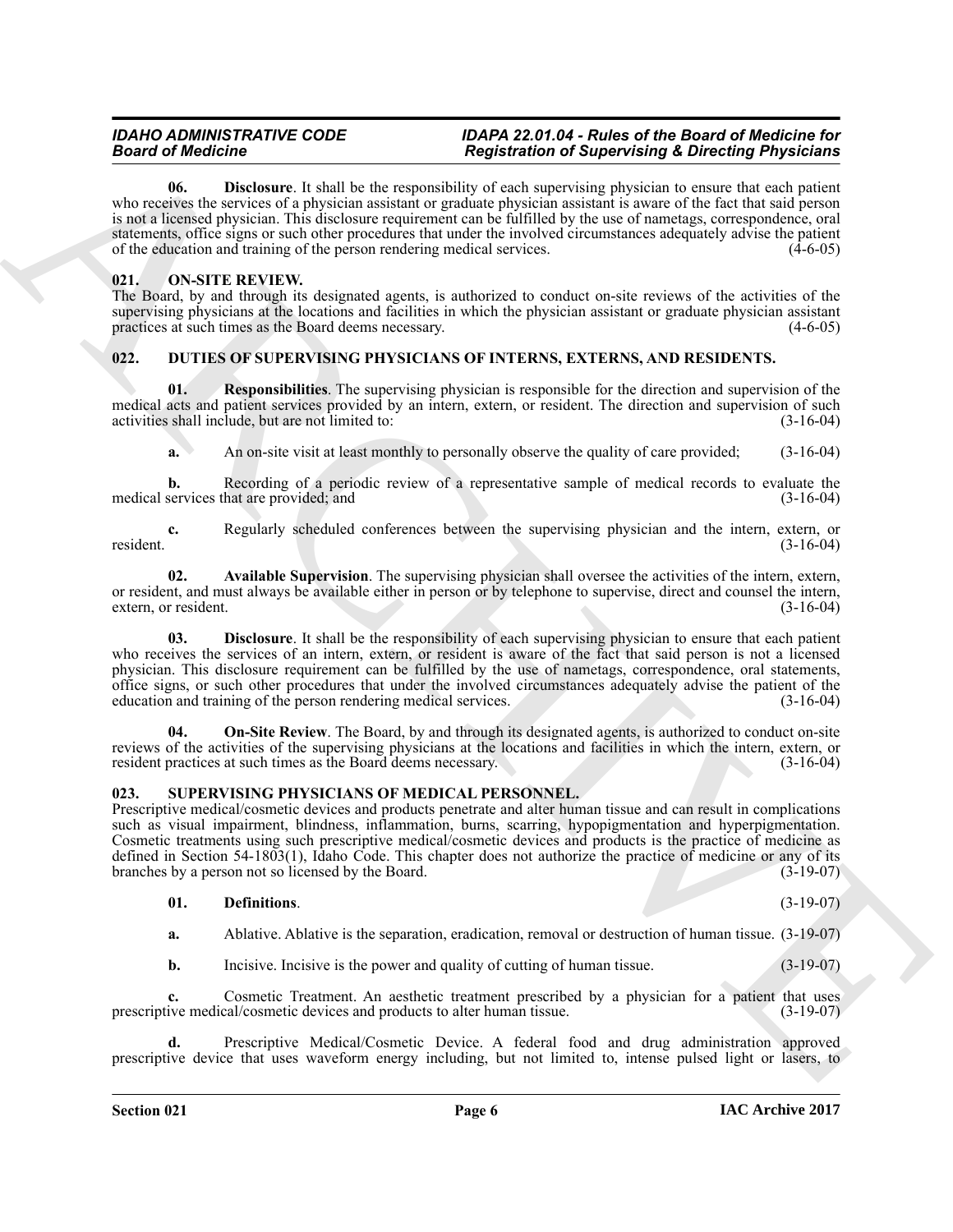**06. Disclosure**. It shall be the responsibility of each supervising physician to ensure that each patient who receives the services of a physician assistant or graduate physician assistant is aware of the fact that said person is not a licensed physician. This disclosure requirement can be fulfilled by the use of nametags, correspondence, oral statements, office signs or such other procedures that under the involved circumstances adequately advise the patient of the education and training of the person rendering medical services. (4-6-05)

## 021. ON-SITE REVIEW.

The Board, by and through its designated agents, is authorized to conduct on-site reviews of the activities of the supervising physicians at the locations and facilities in which the physician assistant or graduate physician assistant practices at such times as the Board deems necessary. (4-6-05)

## 022. DUTIES OF SUPERVISING PHYSICIANS OF INTERNS, EXTERNS, AND RESIDENTS.

**01. Responsibilities**. The supervising physician is responsible for the direction and supervision of the medical acts and patient services provided by an intern, extern, or resident. The direction and supervision of such activities shall include, but are not limited to: (3-16-04)

**a.** An on-site visit at least monthly to personally observe the quality of care provided; (3-16-04)

**b.** Recording of a periodic review of a representative sample of medical records to evaluate the medical services that are provided; and (3-16-04)

**c.** Regularly scheduled conferences between the supervising physician and the intern, extern, or resident. (3-16-04)

**02. Available Supervision**. The supervising physician shall oversee the activities of the intern, extern, or resident, and must always be available either in person or by telephone to supervise, direct and counsel the intern, extern, or resident. (3-16-04)

**03. Disclosure**. It shall be the responsibility of each supervising physician to ensure that each patient who receives the services of an intern, extern, or resident is aware of the fact that said person is not a licensed physician. This disclosure requirement can be fulfilled by the use of nametags, correspondence, oral statements, office signs, or such other procedures that under the involved circumstances adequately advise the patient of the education and training of the person rendering medical services. (3-16-04)

**04. On-Site Review**. The Board, by and through its designated agents, is authorized to conduct on-site reviews of the activities of the supervising physicians at the locations and facilities in which the intern, extern, or resident practices at such times as the Board deems necessary. (3-16-04)

## 023. SUPERVISING PHYSICIANS OF MEDICAL PERSONNEL.

Prescriptive medical/cosmetic devices and products penetrate and alter human tissue and can result in complications such as visual impairment, blindness, inflammation, burns, scarring, hypopigmentation and hyperpigmentation. Cosmetic treatments using such prescriptive medical/cosmetic devices and products is the practice of medicine as defined in Section 54-1803(1), Idaho Code. This chapter does not authorize the practice of medicine or any of its branches by a person not so licensed by the Board. (3-19-07)

**01. Definitions**. (3-19-07)

**a.** Ablative. Ablative is the separation, eradication, removal or destruction of human tissue. (3-19-07)

**b.** Incisive. Incisive is the power and quality of cutting of human tissue. (3-19-07)

**c.** Cosmetic Treatment. An aesthetic treatment prescribed by a physician for a patient that uses prescriptive medical/cosmetic devices and products to alter human tissue. (3-19-07)

**d.** Prescriptive Medical/Cosmetic Device. A federal food and drug administration approved prescriptive device that uses waveform energy including, but not limited to, intense pulsed light or lasers, to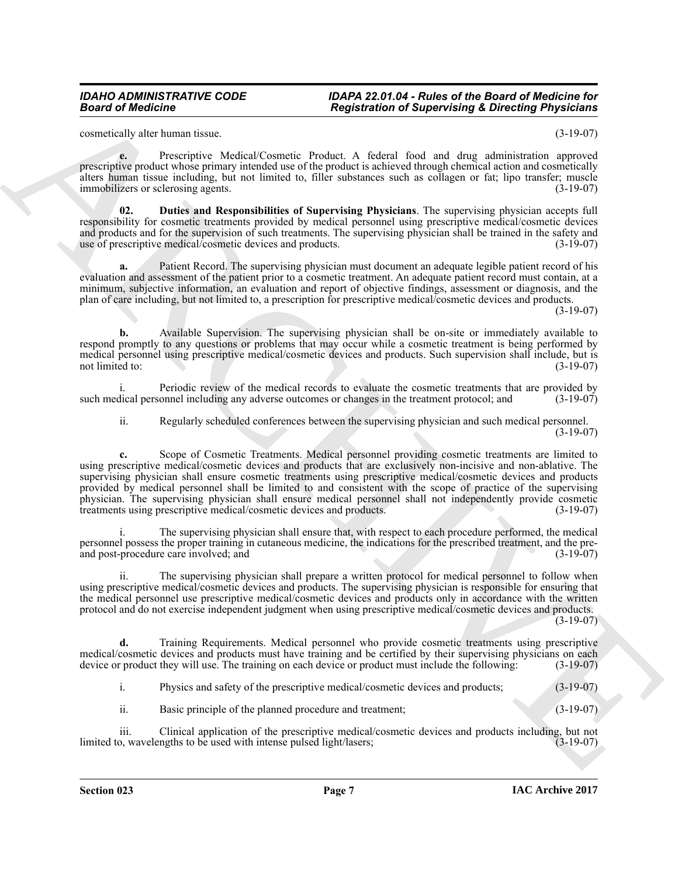cosmetically alter human tissue. (3-19-07)

**e.** Prescriptive Medical/Cosmetic Product. A federal food and drug administration approved prescriptive product whose primary intended use of the product is achieved through chemical action and cosmetically alters human tissue including, but not limited to, filler substances such as collagen or fat; lipo transfer; muscle immobilizers or sclerosing agents. (3-19-07)

**02. Duties and Responsibilities of Supervising Physicians**. The supervising physician accepts full responsibility for cosmetic treatments provided by medical personnel using prescriptive medical/cosmetic devices and products and for the supervision of such treatments. The supervising physician shall be trained in the safety and use of prescriptive medical/cosmetic devices and products. (3-19-07)

**a.** Patient Record. The supervising physician must document an adequate legible patient record of his evaluation and assessment of the patient prior to a cosmetic treatment. An adequate patient record must contain, at a minimum, subjective information, an evaluation and report of objective findings, assessment or diagnosis, and the plan of care including, but not limited to, a prescription for prescriptive medical/cosmetic devices and products. (3-19-07)

**b.** Available Supervision. The supervising physician shall be on-site or immediately available to respond promptly to any questions or problems that may occur while a cosmetic treatment is being performed by medical personnel using prescriptive medical/cosmetic devices and products. Such supervision shall include, but is not limited to: (3-19-07)

i. Periodic review of the medical records to evaluate the cosmetic treatments that are provided by such medical personnel including any adverse outcomes or changes in the treatment protocol; and (3-19-07)

ii. Regularly scheduled conferences between the supervising physician and such medical personnel. (3-19-07)

**c.** Scope of Cosmetic Treatments. Medical personnel providing cosmetic treatments are limited to using prescriptive medical/cosmetic devices and products that are exclusively non-incisive and non-ablative. The supervising physician shall ensure cosmetic treatments using prescriptive medical/cosmetic devices and products provided by medical personnel shall be limited to and consistent with the scope of practice of the supervising physician. The supervising physician shall ensure medical personnel shall not independently provide cosmetic treatments using prescriptive medical/cosmetic devices and products. (3-19-07)

i. The supervising physician shall ensure that, with respect to each procedure performed, the medical personnel possess the proper training in cutaneous medicine, the indications for the prescribed treatment, and the pre- and post-procedure care involved; and (3-19-07)

ii. The supervising physician shall prepare a written protocol for medical personnel to follow when using prescriptive medical/cosmetic devices and products. The supervising physician is responsible for ensuring that the medical personnel use prescriptive medical/cosmetic devices and products only in accordance with the written protocol and do not exercise independent judgment when using prescriptive medical/cosmetic devices and products. (3-19-07)

**d.** Training Requirements. Medical personnel who provide cosmetic treatments using prescriptive medical/cosmetic devices and products must have training and be certified by their supervising physicians on each device or product they will use. The training on each device or product must include the following: (3-19-07)

i. Physics and safety of the prescriptive medical/cosmetic devices and products; (3-19-07)

ii. Basic principle of the planned procedure and treatment; (3-19-07)

iii. Clinical application of the prescriptive medical/cosmetic devices and products including, but not limited to, wavelengths to be used with intense pulsed light/lasers; (3-19-07)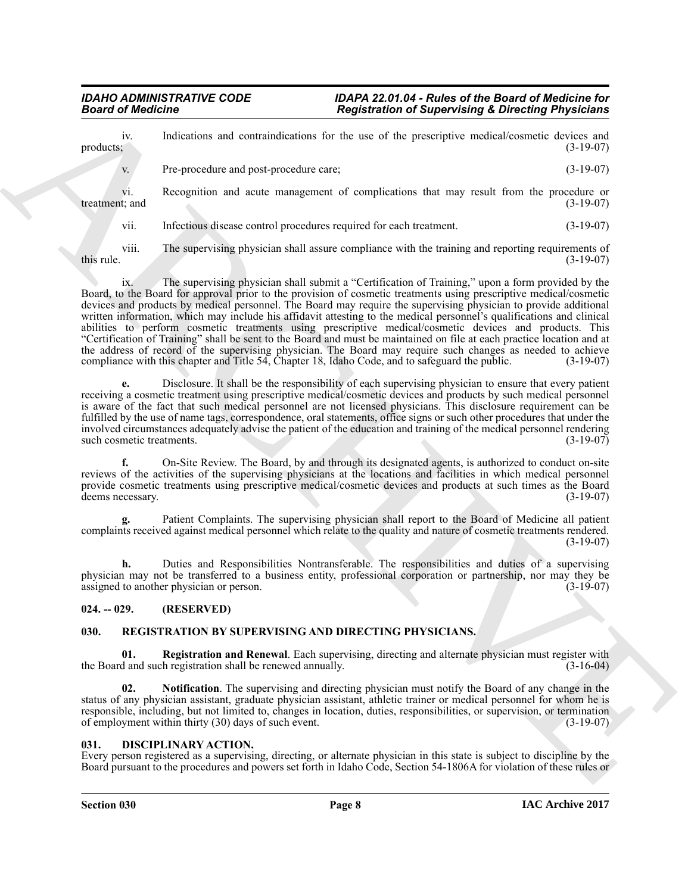iv. Indications and contraindications for the use of the prescriptive medical/cosmetic devices and products; (3-19-07)

v. Pre-procedure and post-procedure care; (3-19-07)

vi. Recognition and acute management of complications that may result from the procedure or treatment; and (3-19-07)

vii. Infectious disease control procedures required for each treatment. (3-19-07)

viii. The supervising physician shall assure compliance with the training and reporting requirements of this rule. (3-19-07)

ix. The supervising physician shall submit a "Certification of Training," upon a form provided by the Board, to the Board for approval prior to the provision of cosmetic treatments using prescriptive medical/cosmetic devices and products by medical personnel. The Board may require the supervising physician to provide additional written information, which may include his affidavit attesting to the medical personnel's qualifications and clinical abilities to perform cosmetic treatments using prescriptive medical/cosmetic devices and products. This "Certification of Training" shall be sent to the Board and must be maintained on file at each practice location and at the address of record of the supervising physician. The Board may require such changes as needed to achieve compliance with this chapter and Title 54, Chapter 18, Idaho Code, and to safeguard the public. (3-19-07)

**e.** Disclosure. It shall be the responsibility of each supervising physician to ensure that every patient receiving a cosmetic treatment using prescriptive medical/cosmetic devices and products by such medical personnel is aware of the fact that such medical personnel are not licensed physicians. This disclosure requirement can be fulfilled by the use of name tags, correspondence, oral statements, office signs or such other procedures that under the involved circumstances adequately advise the patient of the education and training of the medical personnel rendering such cosmetic treatments. (3-19-07)

**f.** On-Site Review. The Board, by and through its designated agents, is authorized to conduct on-site reviews of the activities of the supervising physicians at the locations and facilities in which medical personnel provide cosmetic treatments using prescriptive medical/cosmetic devices and products at such times as the Board deems necessary. (3-19-07)

**g.** Patient Complaints. The supervising physician shall report to the Board of Medicine all patient complaints received against medical personnel which relate to the quality and nature of cosmetic treatments rendered. (3-19-07)

**h.** Duties and Responsibilities Nontransferable. The responsibilities and duties of a supervising physician may not be transferred to a business entity, professional corporation or partnership, nor may they be assigned to another physician or person. (3-19-07)

## 024. -- 029. (RESERVED)

## 030. REGISTRATION BY SUPERVISING AND DIRECTING PHYSICIANS.

**01. Registration and Renewal**. Each supervising, directing and alternate physician must register with the Board and such registration shall be renewed annually. (3-16-04)

**02. Notification**. The supervising and directing physician must notify the Board of any change in the status of any physician assistant, graduate physician assistant, athletic trainer or medical personnel for whom he is responsible, including, but not limited to, changes in location, duties, responsibilities, or supervision, or termination of employment within thirty (30) days of such event. (3-19-07)

## 031. DISCIPLINARY ACTION.

Every person registered as a supervising, directing, or alternate physician in this state is subject to discipline by the Board pursuant to the procedures and powers set forth in Idaho Code, Section 54-1806A for violation of these rules or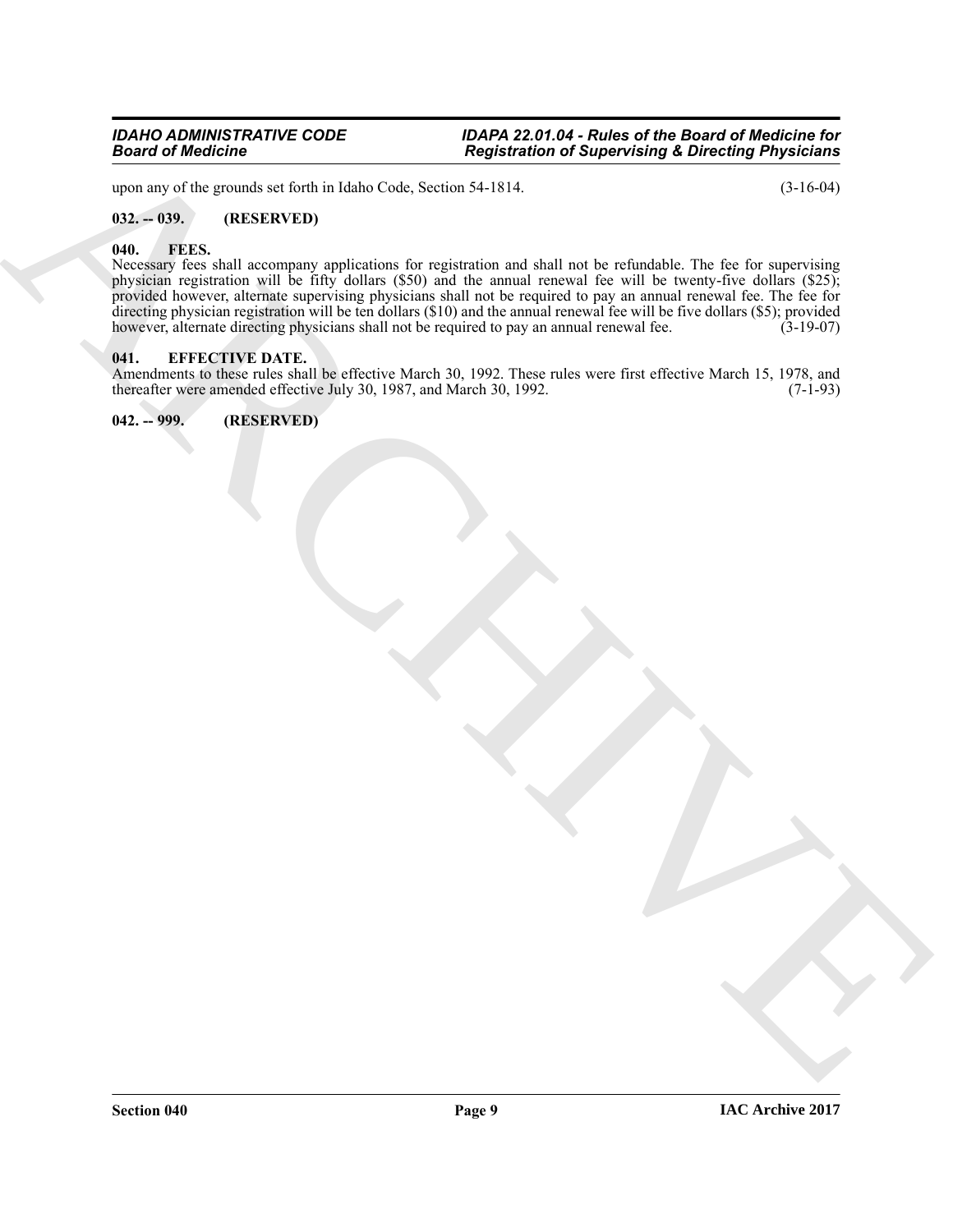upon any of the grounds set forth in Idaho Code, Section 54-1814. (3-16-04)

**032. -- 039. (RESERVED)**

**040. FEES.**

Necessary fees shall accompany applications for registration and shall not be refundable. The fee for supervising physician registration will be fifty dollars ($50) and the annual renewal fee will be twenty-five dollars ($25); provided however, alternate supervising physicians shall not be required to pay an annual renewal fee. The fee for directing physician registration will be ten dollars ($10) and the annual renewal fee will be five dollars ($5); provided however, alternate directing physicians shall not be required to pay an annual renewal fee. (3-19-07)

**041. EFFECTIVE DATE.**

Amendments to these rules shall be effective March 30, 1992. These rules were first effective March 15, 1978, and thereafter were amended effective July 30, 1987, and March 30, 1992. (7-1-93)

**042. -- 999. (RESERVED)**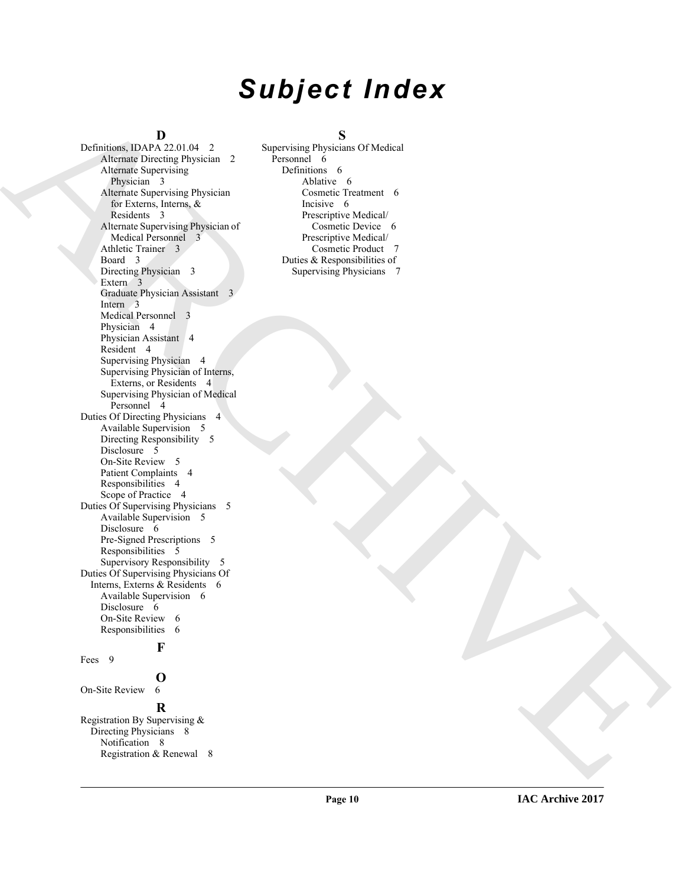# *Subject Index*

**D**

Definitions, IDAPA 22.01.04 2
- Alternate Directing Physician 2
- Alternate Supervising Physician 3
- Alternate Supervising Physician for Externs, Interns, & Residents 3
- Alternate Supervising Physician of Medical Personnel 3
- Athletic Trainer 3
- Board 3
- Directing Physician 3
- Extern 3
- Graduate Physician Assistant 3
- Intern 3
- Medical Personnel 3
- Physician 4
- Physician Assistant 4
- Resident 4
- Supervising Physician 4
- Supervising Physician of Interns, Externs, or Residents 4
- Supervising Physician of Medical Personnel 4

Duties Of Directing Physicians 4
- Available Supervision 5
- Directing Responsibility 5
- Disclosure 5
- On-Site Review 5
- Patient Complaints 4
- Responsibilities 4
- Scope of Practice 4

Duties Of Supervising Physicians 5
- Available Supervision 5
- Disclosure 6
- Pre-Signed Prescriptions 5
- Responsibilities 5
- Supervisory Responsibility 5

Duties Of Supervising Physicians Of Interns, Externs & Residents 6
- Available Supervision 6
- Disclosure 6
- On-Site Review 6
- Responsibilities 6

**F**

Fees 9

**O**

On-Site Review 6

**R**

Registration By Supervising & Directing Physicians 8
- Notification 8
- Registration & Renewal 8

**S**

Supervising Physicians Of Medical Personnel 6
- Definitions 6
  - Ablative 6
  - Cosmetic Treatment 6
  - Incisive 6
  - Prescriptive Medical/ Cosmetic Device 6
  - Prescriptive Medical/ Cosmetic Product 7
- Duties & Responsibilities of Supervising Physicians 7